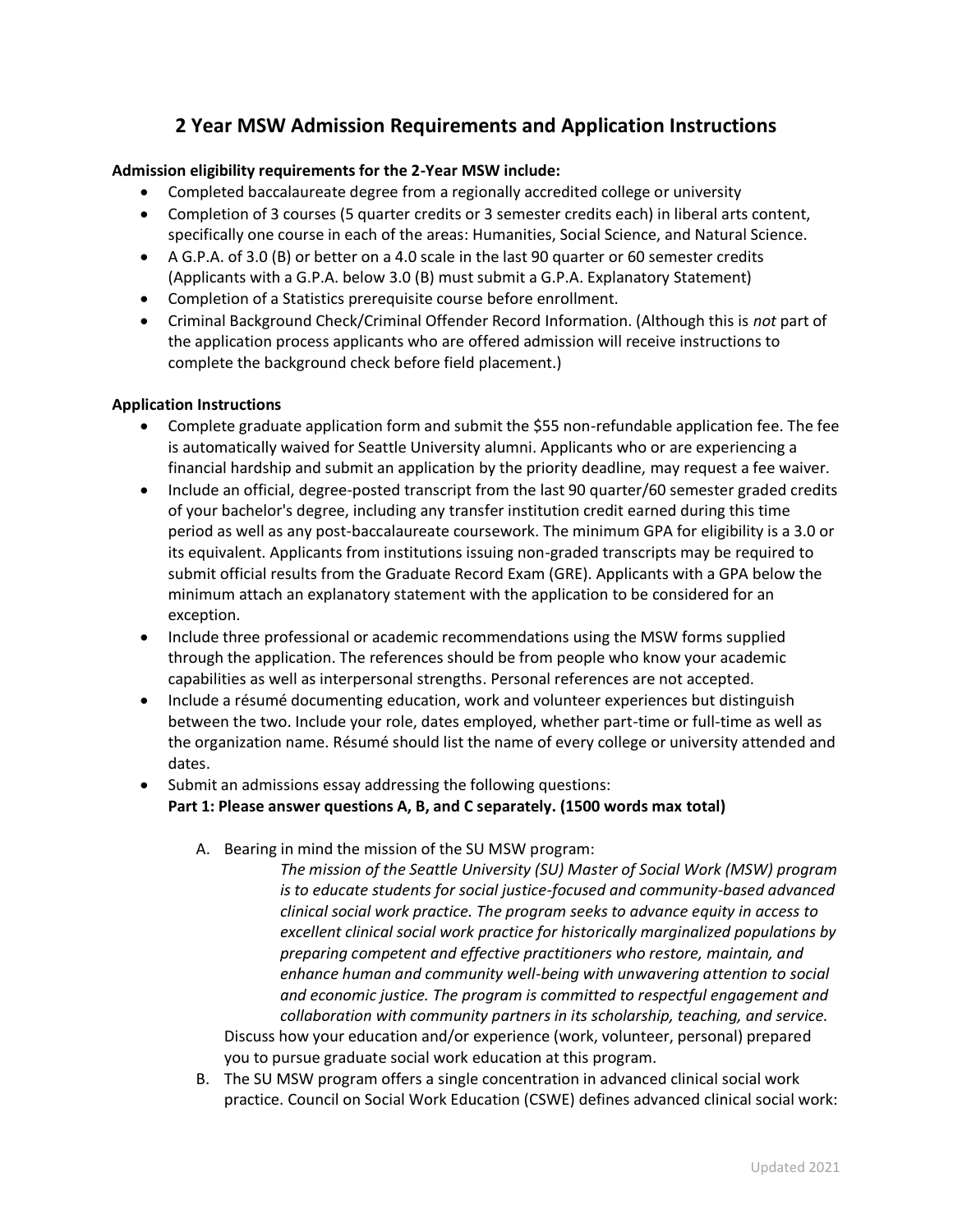# 2 Year MSW Admission Requirements and Application Instructions

**Admission eligibility requirements for the 2-Year MSW include:**

- Completed baccalaureate degree from a regionally accredited college or university
- Completion of 3 courses (5 quarter credits or 3 semester credits each) in liberal arts content, specifically one course in each of the areas: Humanities, Social Science, and Natural Science.
- A G.P.A. of 3.0 (B) or better on a 4.0 scale in the last 90 quarter or 60 semester credits (Applicants with a G.P.A. below 3.0 (B) must submit a G.P.A. Explanatory Statement)
- Completion of a Statistics prerequisite course before enrollment.
- Criminal Background Check/Criminal Offender Record Information. (Although this is *not* part of the application process applicants who are offered admission will receive instructions to complete the background check before field placement.)

**Application Instructions**

- Complete graduate application form and submit the $55 non-refundable application fee. The fee is automatically waived for Seattle University alumni. Applicants who or are experiencing a financial hardship and submit an application by the priority deadline, may request a fee waiver.
- Include an official, degree-posted transcript from the last 90 quarter/60 semester graded credits of your bachelor's degree, including any transfer institution credit earned during this time period as well as any post-baccalaureate coursework. The minimum GPA for eligibility is a 3.0 or its equivalent. Applicants from institutions issuing non-graded transcripts may be required to submit official results from the Graduate Record Exam (GRE). Applicants with a GPA below the minimum attach an explanatory statement with the application to be considered for an exception.
- Include three professional or academic recommendations using the MSW forms supplied through the application. The references should be from people who know your academic capabilities as well as interpersonal strengths. Personal references are not accepted.
- Include a résumé documenting education, work and volunteer experiences but distinguish between the two. Include your role, dates employed, whether part-time or full-time as well as the organization name. Résumé should list the name of every college or university attended and dates.
- Submit an admissions essay addressing the following questions:
  **Part 1: Please answer questions A, B, and C separately. (1500 words max total)**

  A. Bearing in mind the mission of the SU MSW program:

     *The mission of the Seattle University (SU) Master of Social Work (MSW) program is to educate students for social justice-focused and community-based advanced clinical social work practice. The program seeks to advance equity in access to excellent clinical social work practice for historically marginalized populations by preparing competent and effective practitioners who restore, maintain, and enhance human and community well-being with unwavering attention to social and economic justice. The program is committed to respectful engagement and collaboration with community partners in its scholarship, teaching, and service.*

     Discuss how your education and/or experience (work, volunteer, personal) prepared you to pursue graduate social work education at this program.

  B. The SU MSW program offers a single concentration in advanced clinical social work practice. Council on Social Work Education (CSWE) defines advanced clinical social work: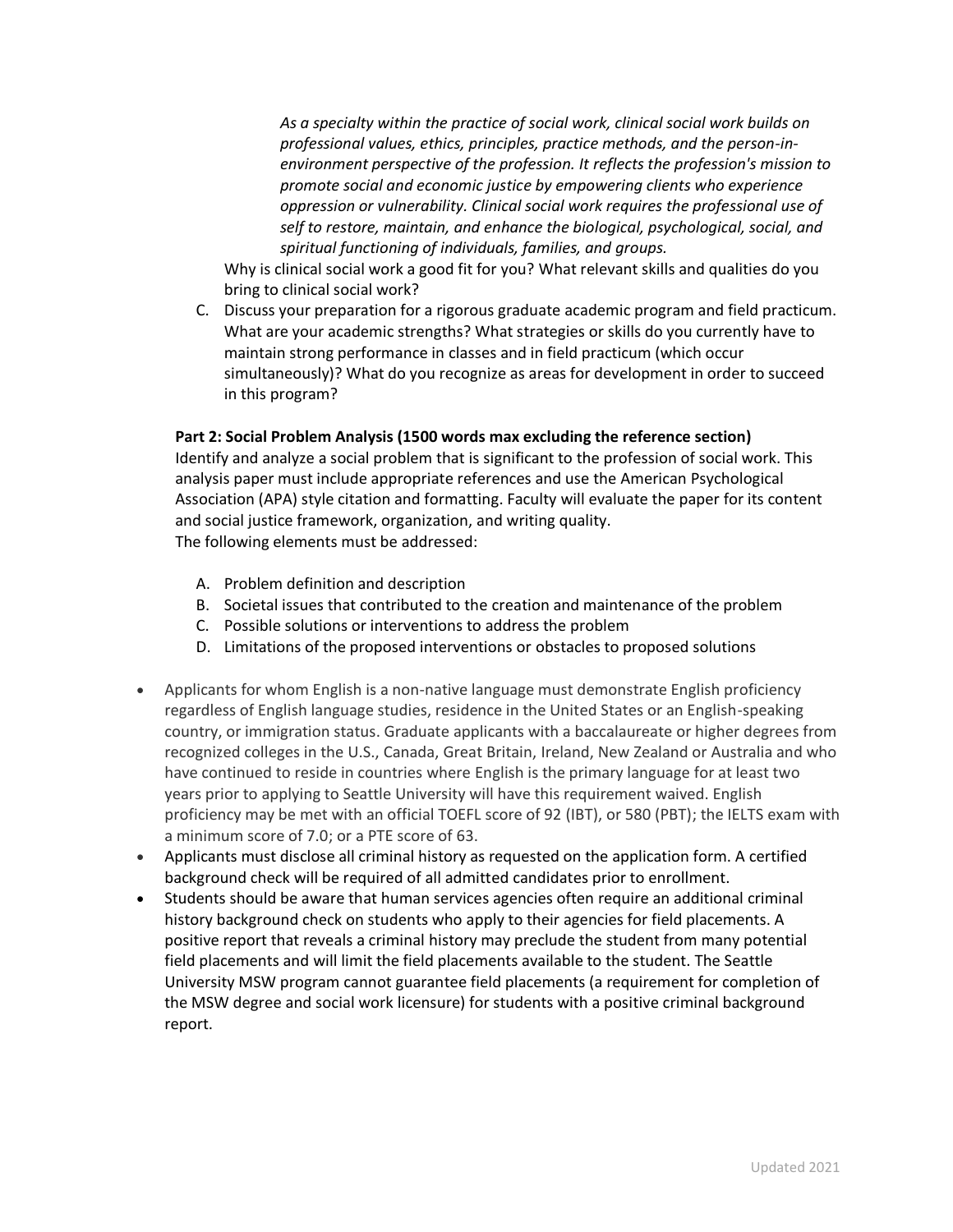> *As a specialty within the practice of social work, clinical social work builds on professional values, ethics, principles, practice methods, and the person-in-environment perspective of the profession. It reflects the profession's mission to promote social and economic justice by empowering clients who experience oppression or vulnerability. Clinical social work requires the professional use of self to restore, maintain, and enhance the biological, psychological, social, and spiritual functioning of individuals, families, and groups.*

Why is clinical social work a good fit for you? What relevant skills and qualities do you bring to clinical social work?

C. Discuss your preparation for a rigorous graduate academic program and field practicum. What are your academic strengths? What strategies or skills do you currently have to maintain strong performance in classes and in field practicum (which occur simultaneously)? What do you recognize as areas for development in order to succeed in this program?

**Part 2: Social Problem Analysis (1500 words max excluding the reference section)**

Identify and analyze a social problem that is significant to the profession of social work. This analysis paper must include appropriate references and use the American Psychological Association (APA) style citation and formatting. Faculty will evaluate the paper for its content and social justice framework, organization, and writing quality.

The following elements must be addressed:

A. Problem definition and description
B. Societal issues that contributed to the creation and maintenance of the problem
C. Possible solutions or interventions to address the problem
D. Limitations of the proposed interventions or obstacles to proposed solutions

- Applicants for whom English is a non-native language must demonstrate English proficiency regardless of English language studies, residence in the United States or an English-speaking country, or immigration status. Graduate applicants with a baccalaureate or higher degrees from recognized colleges in the U.S., Canada, Great Britain, Ireland, New Zealand or Australia and who have continued to reside in countries where English is the primary language for at least two years prior to applying to Seattle University will have this requirement waived. English proficiency may be met with an official TOEFL score of 92 (IBT), or 580 (PBT); the IELTS exam with a minimum score of 7.0; or a PTE score of 63.
- Applicants must disclose all criminal history as requested on the application form. A certified background check will be required of all admitted candidates prior to enrollment.
- Students should be aware that human services agencies often require an additional criminal history background check on students who apply to their agencies for field placements. A positive report that reveals a criminal history may preclude the student from many potential field placements and will limit the field placements available to the student. The Seattle University MSW program cannot guarantee field placements (a requirement for completion of the MSW degree and social work licensure) for students with a positive criminal background report.

Updated 2021